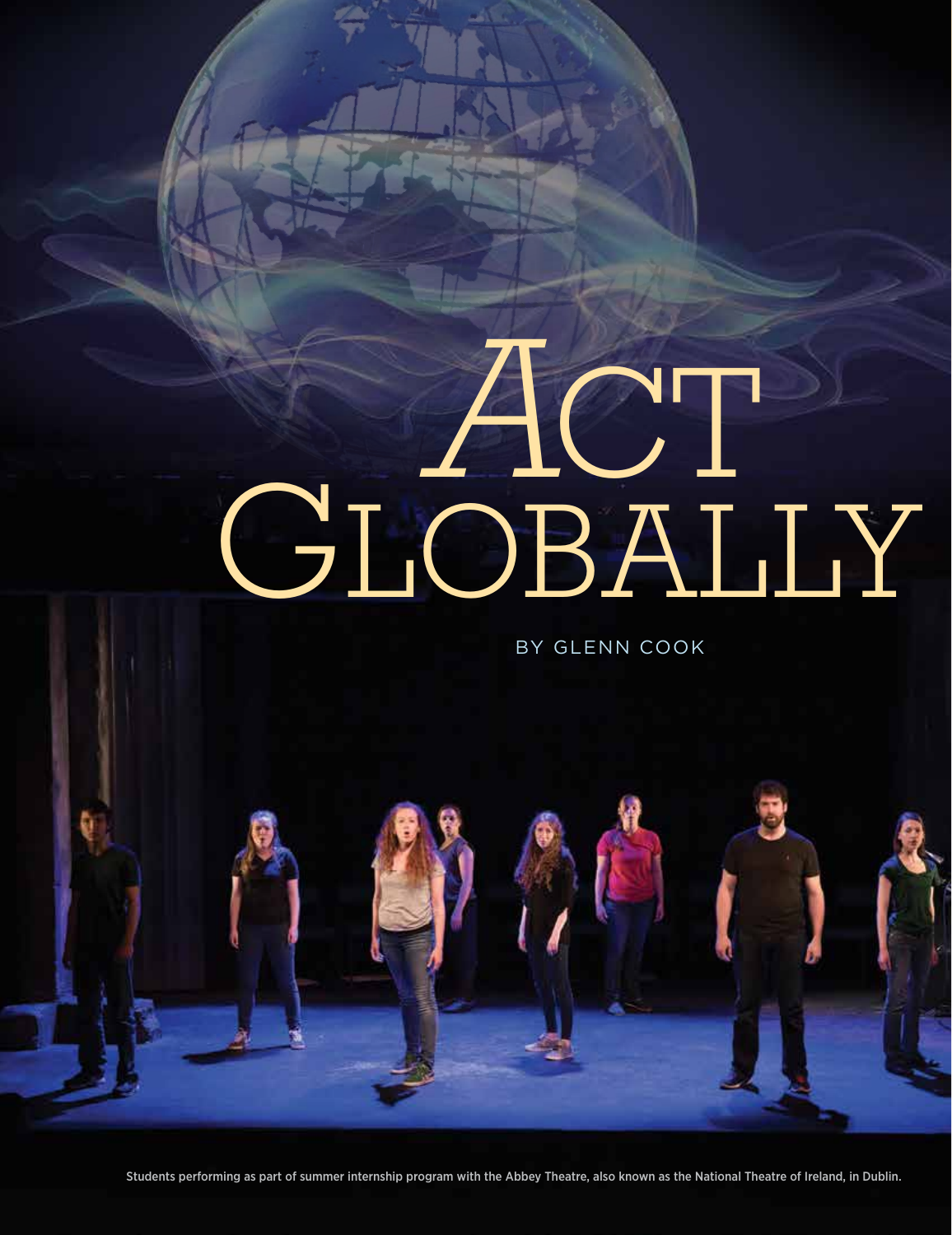# Act Globally

BY GLENN COOK

Students performing as part of summer internship program with the Abbey Theatre, also known as the National Theatre of Ireland, in Dublin.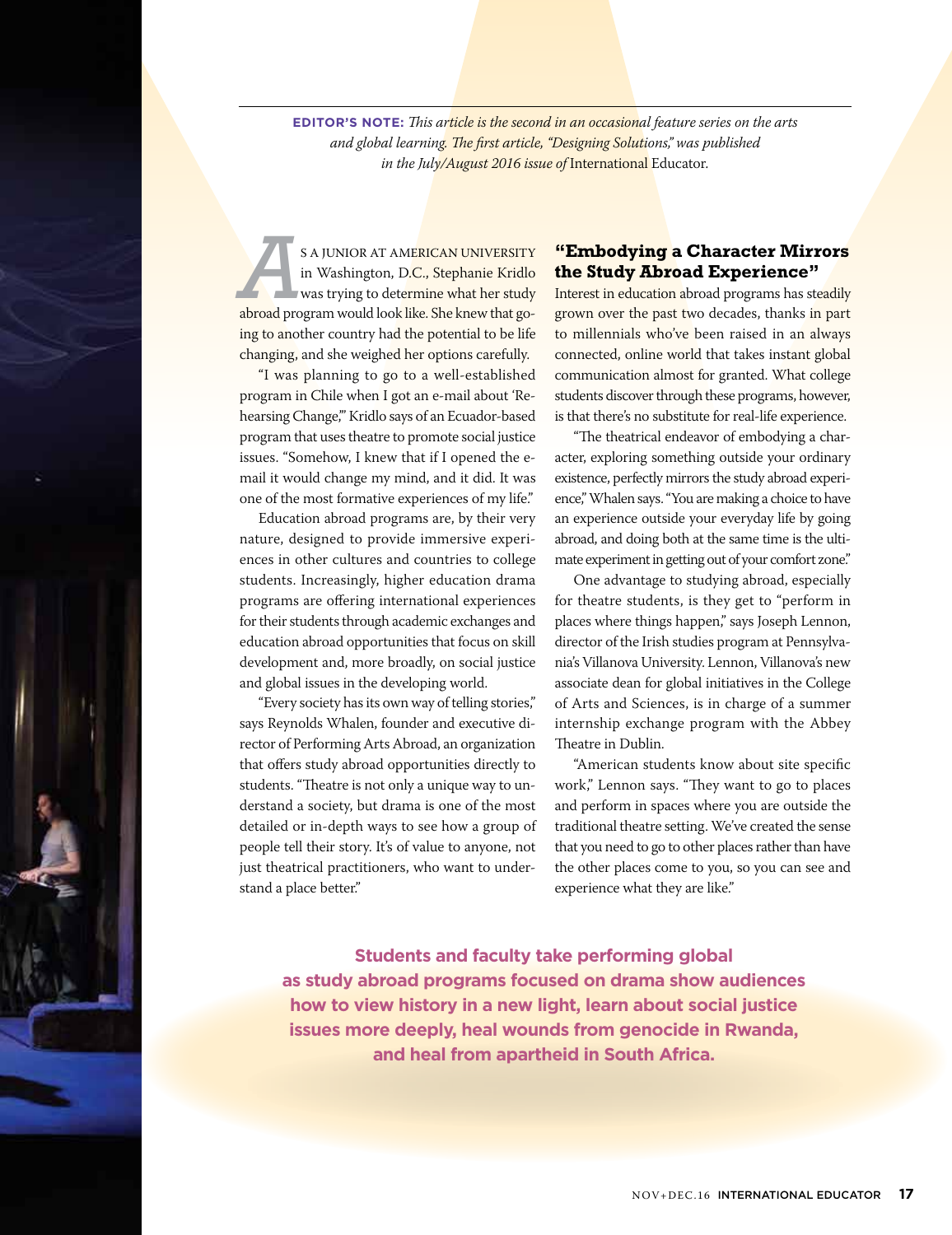**EDITOR'S NOTE:** *This article is the second in an occasional feature series on the arts and global learning. The first article, "Designing Solutions," was published in the July/August 2016 issue of* International Educator.

As a junior at American University in Washington, D.C., Stephanie Kridlo was trying to determine what her study abroad program would look like. She knew that going to another country had the potential to be life changing, and she weighed her options carefully.

"I was planning to go to a well-established program in Chile when I got an e-mail about 'Rehearsing Change,'" Kridlo says of an Ecuador-based program that uses theatre to promote social justice issues. "Somehow, I knew that if I opened the e-mail it would change my mind, and it did. It was one of the most formative experiences of my life."

Education abroad programs are, by their very nature, designed to provide immersive experiences in other cultures and countries to college students. Increasingly, higher education drama programs are offering international experiences for their students through academic exchanges and education abroad opportunities that focus on skill development and, more broadly, on social justice and global issues in the developing world.

"Every society has its own way of telling stories," says Reynolds Whalen, founder and executive director of Performing Arts Abroad, an organization that offers study abroad opportunities directly to students. "Theatre is not only a unique way to understand a society, but drama is one of the most detailed or in-depth ways to see how a group of people tell their story. It's of value to anyone, not just theatrical practitioners, who want to understand a place better."

## "Embodying a Character Mirrors the Study Abroad Experience"

Interest in education abroad programs has steadily grown over the past two decades, thanks in part to millennials who've been raised in an always connected, online world that takes instant global communication almost for granted. What college students discover through these programs, however, is that there's no substitute for real-life experience.

"The theatrical endeavor of embodying a character, exploring something outside your ordinary existence, perfectly mirrors the study abroad experience," Whalen says. "You are making a choice to have an experience outside your everyday life by going abroad, and doing both at the same time is the ultimate experiment in getting out of your comfort zone."

One advantage to studying abroad, especially for theatre students, is they get to "perform in places where things happen," says Joseph Lennon, director of the Irish studies program at Pennsylvania's Villanova University. Lennon, Villanova's new associate dean for global initiatives in the College of Arts and Sciences, is in charge of a summer internship exchange program with the Abbey Theatre in Dublin.

"American students know about site specific work," Lennon says. "They want to go to places and perform in spaces where you are outside the traditional theatre setting. We've created the sense that you need to go to other places rather than have the other places come to you, so you can see and experience what they are like."

**Students and faculty take performing global as study abroad programs focused on drama show audiences how to view history in a new light, learn about social justice issues more deeply, heal wounds from genocide in Rwanda, and heal from apartheid in South Africa.**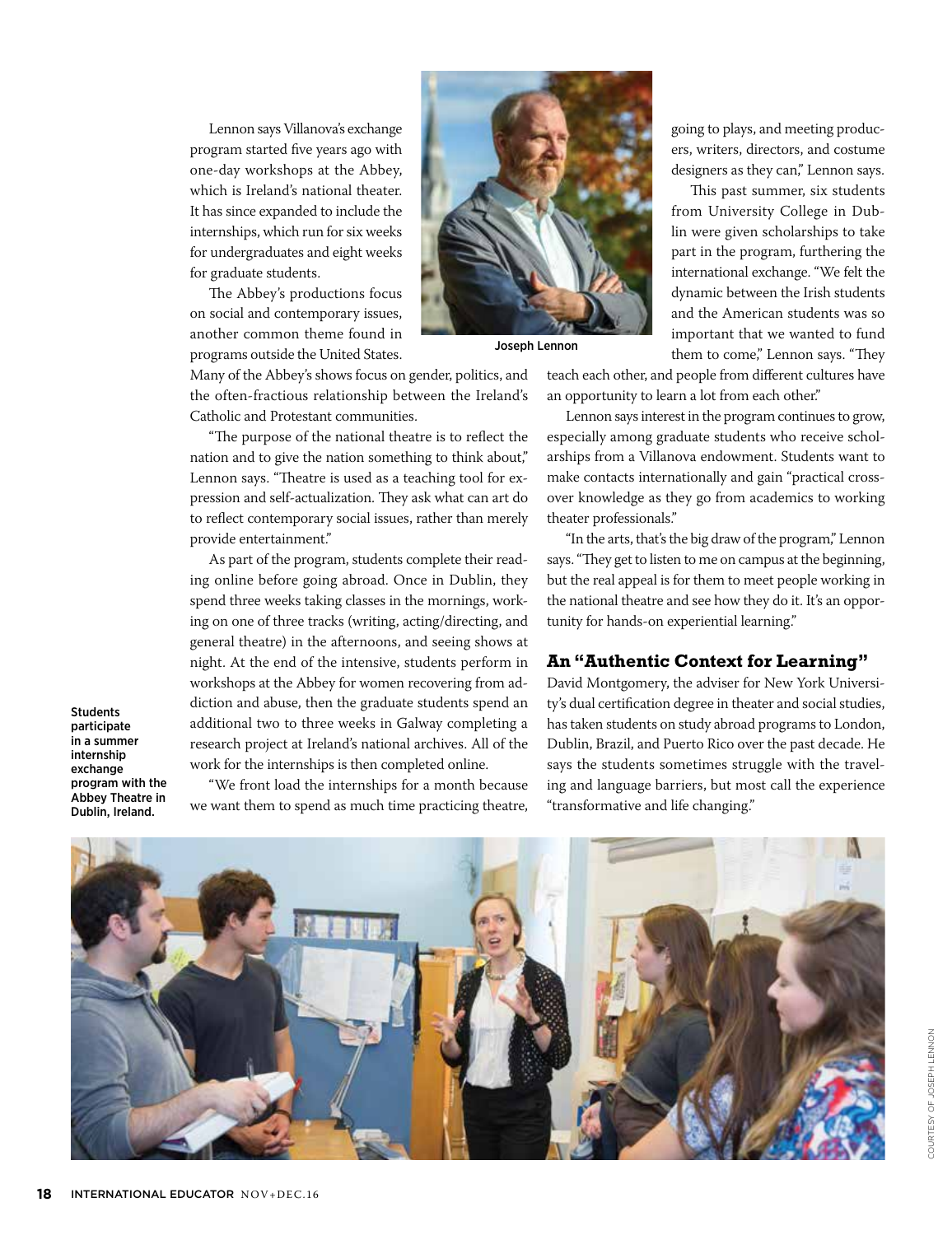Lennon says Villanova's exchange program started five years ago with one-day workshops at the Abbey, which is Ireland's national theater. It has since expanded to include the internships, which run for six weeks for undergraduates and eight weeks for graduate students.

The Abbey's productions focus on social and contemporary issues, another common theme found in programs outside the United States. Many of the Abbey's shows focus on gender, politics, and the often-fractious relationship between the Ireland's Catholic and Protestant communities.

Joseph Lennon

"The purpose of the national theatre is to reflect the nation and to give the nation something to think about," Lennon says. "Theatre is used as a teaching tool for expression and self-actualization. They ask what can art do to reflect contemporary social issues, rather than merely provide entertainment."

As part of the program, students complete their reading online before going abroad. Once in Dublin, they spend three weeks taking classes in the mornings, working on one of three tracks (writing, acting/directing, and general theatre) in the afternoons, and seeing shows at night. At the end of the intensive, students perform in workshops at the Abbey for women recovering from addiction and abuse, then the graduate students spend an additional two to three weeks in Galway completing a research project at Ireland's national archives. All of the work for the internships is then completed online.

"We front load the internships for a month because we want them to spend as much time practicing theatre, going to plays, and meeting producers, writers, directors, and costume designers as they can," Lennon says.

This past summer, six students from University College in Dublin were given scholarships to take part in the program, furthering the international exchange. "We felt the dynamic between the Irish students and the American students was so important that we wanted to fund them to come," Lennon says. "They teach each other, and people from different cultures have an opportunity to learn a lot from each other."

Lennon says interest in the program continues to grow, especially among graduate students who receive scholarships from a Villanova endowment. Students want to make contacts internationally and gain "practical crossover knowledge as they go from academics to working theater professionals."

"In the arts, that's the big draw of the program," Lennon says. "They get to listen to me on campus at the beginning, but the real appeal is for them to meet people working in the national theatre and see how they do it. It's an opportunity for hands-on experiential learning."

## An "Authentic Context for Learning"

David Montgomery, the adviser for New York University's dual certification degree in theater and social studies, has taken students on study abroad programs to London, Dublin, Brazil, and Puerto Rico over the past decade. He says the students sometimes struggle with the traveling and language barriers, but most call the experience "transformative and life changing."

Students participate in a summer internship exchange program with the Abbey Theatre in Dublin, Ireland.

COURTESY OF JOSEPH LENNON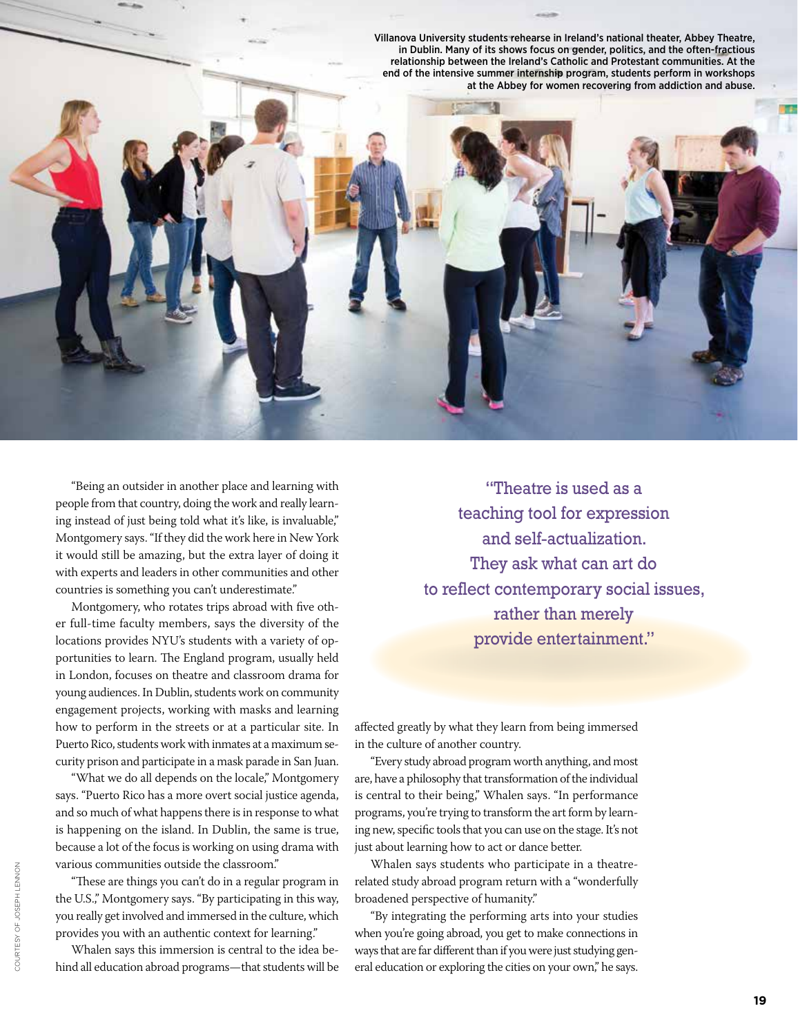Villanova University students rehearse in Ireland's national theater, Abbey Theatre, in Dublin. Many of its shows focus on gender, politics, and the often-fractious relationship between the Ireland's Catholic and Protestant communities. At the end of the intensive summer internship program, students perform in workshops at the Abbey for women recovering from addiction and abuse.

COURTESY OF JOSEPH LENNON

"Being an outsider in another place and learning with people from that country, doing the work and really learning instead of just being told what it's like, is invaluable," Montgomery says. "If they did the work here in New York it would still be amazing, but the extra layer of doing it with experts and leaders in other communities and other countries is something you can't underestimate."

Montgomery, who rotates trips abroad with five other full-time faculty members, says the diversity of the locations provides NYU's students with a variety of opportunities to learn. The England program, usually held in London, focuses on theatre and classroom drama for young audiences. In Dublin, students work on community engagement projects, working with masks and learning how to perform in the streets or at a particular site. In Puerto Rico, students work with inmates at a maximum security prison and participate in a mask parade in San Juan.

"What we do all depends on the locale," Montgomery says. "Puerto Rico has a more overt social justice agenda, and so much of what happens there is in response to what is happening on the island. In Dublin, the same is true, because a lot of the focus is working on using drama with various communities outside the classroom."

"These are things you can't do in a regular program in the U.S.," Montgomery says. "By participating in this way, you really get involved and immersed in the culture, which provides you with an authentic context for learning."

Whalen says this immersion is central to the idea behind all education abroad programs—that students will be affected greatly by what they learn from being immersed in the culture of another country.

> "Theatre is used as a teaching tool for expression and self-actualization. They ask what can art do to reflect contemporary social issues, rather than merely provide entertainment."

"Every study abroad program worth anything, and most are, have a philosophy that transformation of the individual is central to their being," Whalen says. "In performance programs, you're trying to transform the art form by learning new, specific tools that you can use on the stage. It's not just about learning how to act or dance better.

Whalen says students who participate in a theatre-related study abroad program return with a "wonderfully broadened perspective of humanity."

"By integrating the performing arts into your studies when you're going abroad, you get to make connections in ways that are far different than if you were just studying general education or exploring the cities on your own," he says.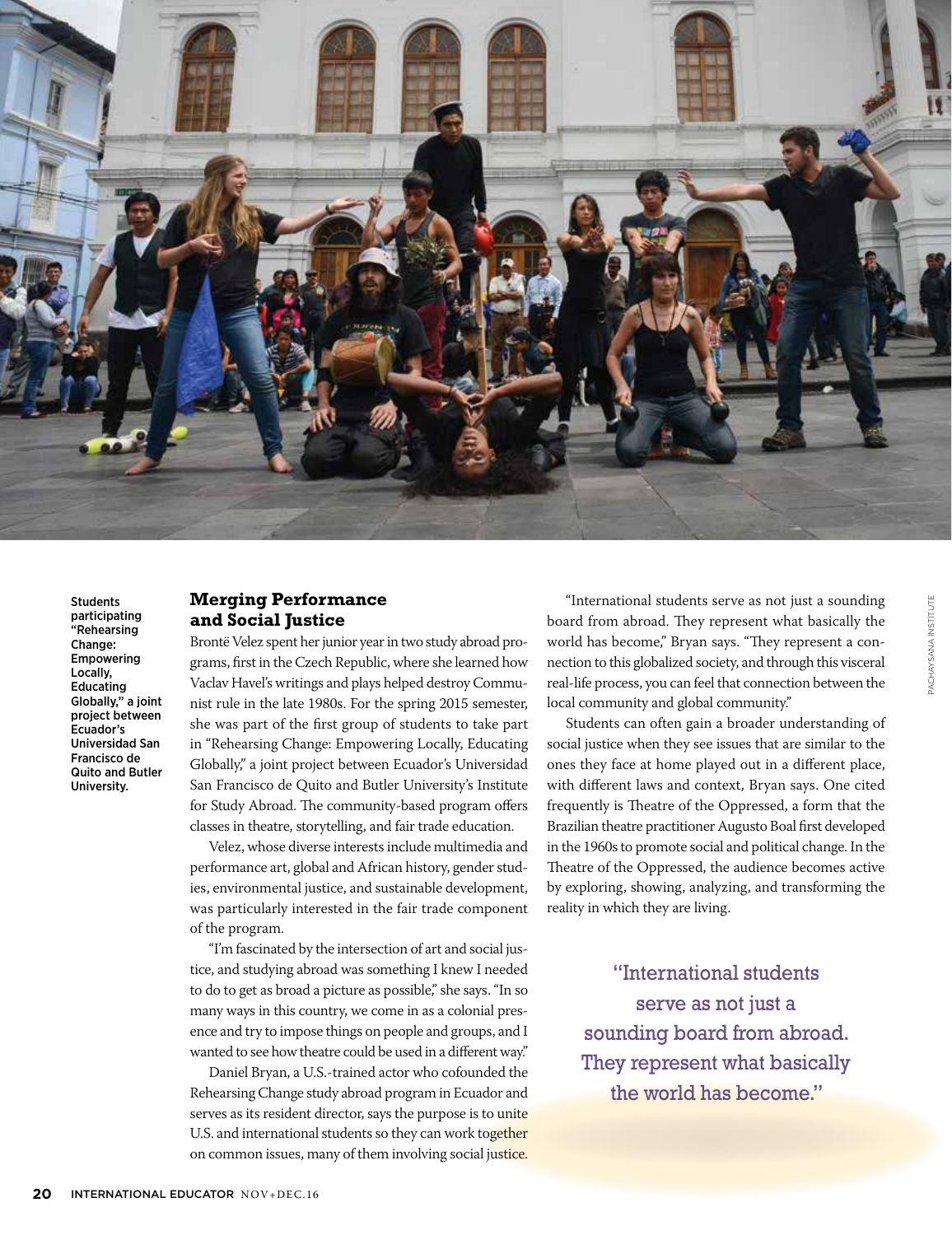Students participating "Rehearsing Change: Empowering Locally, Educating Globally," a joint project between Ecuador's Universidad San Francisco de Quito and Butler University.

PACHAYSANA INSTITUTE

## Merging Performance and Social Justice

Brontë Velez spent her junior year in two study abroad programs, first in the Czech Republic, where she learned how Vaclav Havel's writings and plays helped destroy Communist rule in the late 1980s. For the spring 2015 semester, she was part of the first group of students to take part in "Rehearsing Change: Empowering Locally, Educating Globally," a joint project between Ecuador's Universidad San Francisco de Quito and Butler University's Institute for Study Abroad. The community-based program offers classes in theatre, storytelling, and fair trade education.

Velez, whose diverse interests include multimedia and performance art, global and African history, gender studies, environmental justice, and sustainable development, was particularly interested in the fair trade component of the program.

"I'm fascinated by the intersection of art and social justice, and studying abroad was something I knew I needed to do to get as broad a picture as possible," she says. "In so many ways in this country, we come in as a colonial presence and try to impose things on people and groups, and I wanted to see how theatre could be used in a different way."

Daniel Bryan, a U.S.-trained actor who cofounded the Rehearsing Change study abroad program in Ecuador and serves as its resident director, says the purpose is to unite U.S. and international students so they can work together on common issues, many of them involving social justice.

"International students serve as not just a sounding board from abroad. They represent what basically the world has become," Bryan says. "They represent a connection to this globalized society, and through this visceral real-life process, you can feel that connection between the local community and global community."

Students can often gain a broader understanding of social justice when they see issues that are similar to the ones they face at home played out in a different place, with different laws and context, Bryan says. One cited frequently is Theatre of the Oppressed, a form that the Brazilian theatre practitioner Augusto Boal first developed in the 1960s to promote social and political change. In the Theatre of the Oppressed, the audience becomes active by exploring, showing, analyzing, and transforming the reality in which they are living.

> "International students serve as not just a sounding board from abroad. They represent what basically the world has become."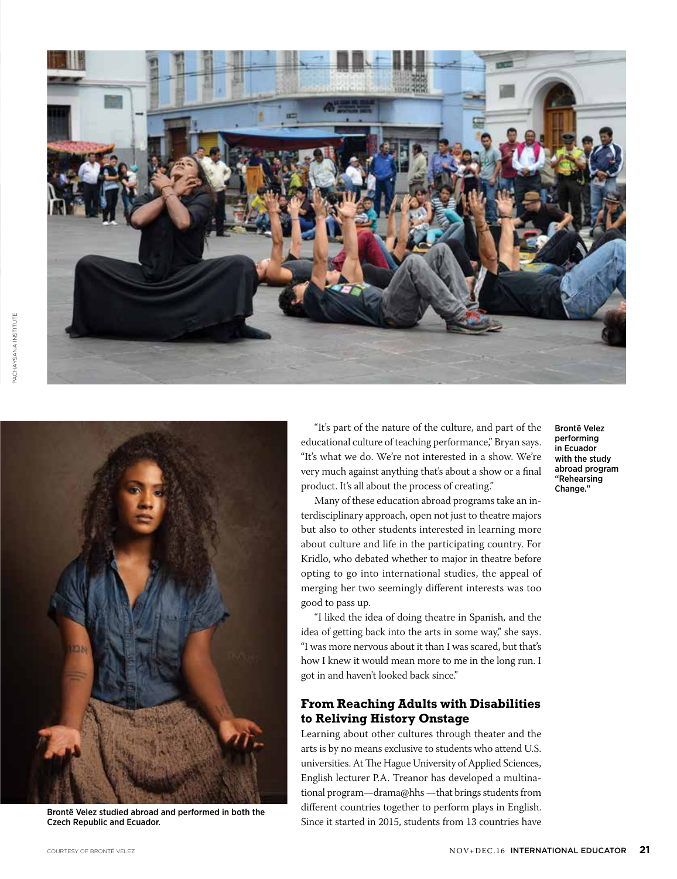"It's part of the nature of the culture, and part of the educational culture of teaching performance," Bryan says. "It's what we do. We're not interested in a show. We're very much against anything that's about a show or a final product. It's all about the process of creating."

Many of these education abroad programs take an interdisciplinary approach, open not just to theatre majors but also to other students interested in learning more about culture and life in the participating country. For Kridlo, who debated whether to major in theatre before opting to go into international studies, the appeal of merging her two seemingly different interests was too good to pass up.

"I liked the idea of doing theatre in Spanish, and the idea of getting back into the arts in some way," she says. "I was more nervous about it than I was scared, but that's how I knew it would mean more to me in the long run. I got in and haven't looked back since."

Brontë Velez performing in Ecuador with the study abroad program "Rehearsing Change."

PACHAYSANA INSTITUTE

Brontë Velez studied abroad and performed in both the Czech Republic and Ecuador.

COURTESY OF BRONTË VELEZ

## From Reaching Adults with Disabilities to Reliving History Onstage

Learning about other cultures through theater and the arts is by no means exclusive to students who attend U.S. universities. At The Hague University of Applied Sciences, English lecturer P.A. Treanor has developed a multinational program—drama@hhs—that brings students from different countries together to perform plays in English. Since it started in 2015, students from 13 countries have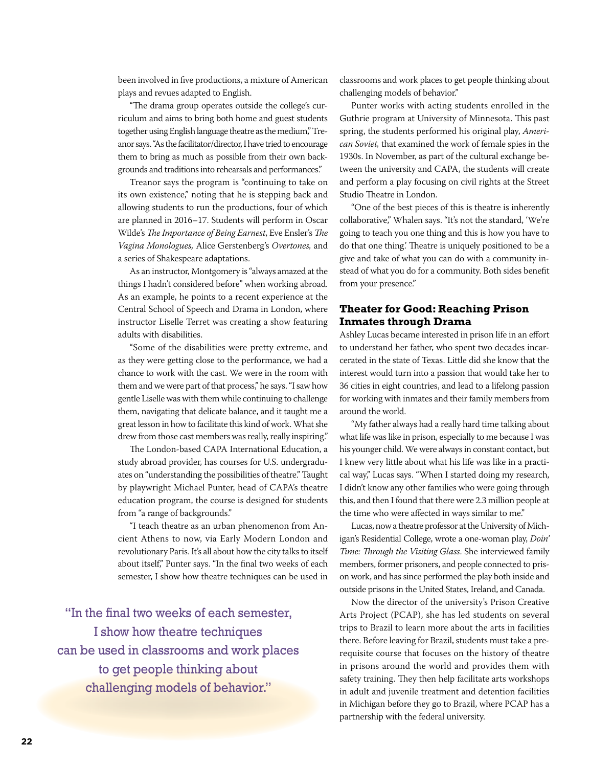been involved in five productions, a mixture of American plays and revues adapted to English.

"The drama group operates outside the college's curriculum and aims to bring both home and guest students together using English language theatre as the medium," Treanor says. "As the facilitator/director, I have tried to encourage them to bring as much as possible from their own backgrounds and traditions into rehearsals and performances."

Treanor says the program is "continuing to take on its own existence," noting that he is stepping back and allowing students to run the productions, four of which are planned in 2016–17. Students will perform in Oscar Wilde's *The Importance of Being Earnest*, Eve Ensler's *The Vagina Monologues,* Alice Gerstenberg's *Overtones,* and a series of Shakespeare adaptations.

As an instructor, Montgomery is "always amazed at the things I hadn't considered before" when working abroad. As an example, he points to a recent experience at the Central School of Speech and Drama in London, where instructor Liselle Terret was creating a show featuring adults with disabilities.

"Some of the disabilities were pretty extreme, and as they were getting close to the performance, we had a chance to work with the cast. We were in the room with them and we were part of that process," he says. "I saw how gentle Liselle was with them while continuing to challenge them, navigating that delicate balance, and it taught me a great lesson in how to facilitate this kind of work. What she drew from those cast members was really, really inspiring."

The London-based CAPA International Education, a study abroad provider, has courses for U.S. undergraduates on "understanding the possibilities of theatre." Taught by playwright Michael Punter, head of CAPA's theatre education program, the course is designed for students from "a range of backgrounds."

"I teach theatre as an urban phenomenon from Ancient Athens to now, via Early Modern London and revolutionary Paris. It's all about how the city talks to itself about itself," Punter says. "In the final two weeks of each semester, I show how theatre techniques can be used in classrooms and work places to get people thinking about challenging models of behavior."

> "In the final two weeks of each semester, I show how theatre techniques can be used in classrooms and work places to get people thinking about challenging models of behavior."

Punter works with acting students enrolled in the Guthrie program at University of Minnesota. This past spring, the students performed his original play, *American Soviet,* that examined the work of female spies in the 1930s. In November, as part of the cultural exchange between the university and CAPA, the students will create and perform a play focusing on civil rights at the Street Studio Theatre in London.

"One of the best pieces of this is theatre is inherently collaborative," Whalen says. "It's not the standard, 'We're going to teach you one thing and this is how you have to do that one thing.' Theatre is uniquely positioned to be a give and take of what you can do with a community instead of what you do for a community. Both sides benefit from your presence."

## Theater for Good: Reaching Prison Inmates through Drama

Ashley Lucas became interested in prison life in an effort to understand her father, who spent two decades incarcerated in the state of Texas. Little did she know that the interest would turn into a passion that would take her to 36 cities in eight countries, and lead to a lifelong passion for working with inmates and their family members from around the world.

"My father always had a really hard time talking about what life was like in prison, especially to me because I was his younger child. We were always in constant contact, but I knew very little about what his life was like in a practical way," Lucas says. "When I started doing my research, I didn't know any other families who were going through this, and then I found that there were 2.3 million people at the time who were affected in ways similar to me."

Lucas, now a theatre professor at the University of Michigan's Residential College, wrote a one-woman play, *Doin' Time: Through the Visiting Glass.* She interviewed family members, former prisoners, and people connected to prison work, and has since performed the play both inside and outside prisons in the United States, Ireland, and Canada.

Now the director of the university's Prison Creative Arts Project (PCAP), she has led students on several trips to Brazil to learn more about the arts in facilities there. Before leaving for Brazil, students must take a prerequisite course that focuses on the history of theatre in prisons around the world and provides them with safety training. They then help facilitate arts workshops in adult and juvenile treatment and detention facilities in Michigan before they go to Brazil, where PCAP has a partnership with the federal university.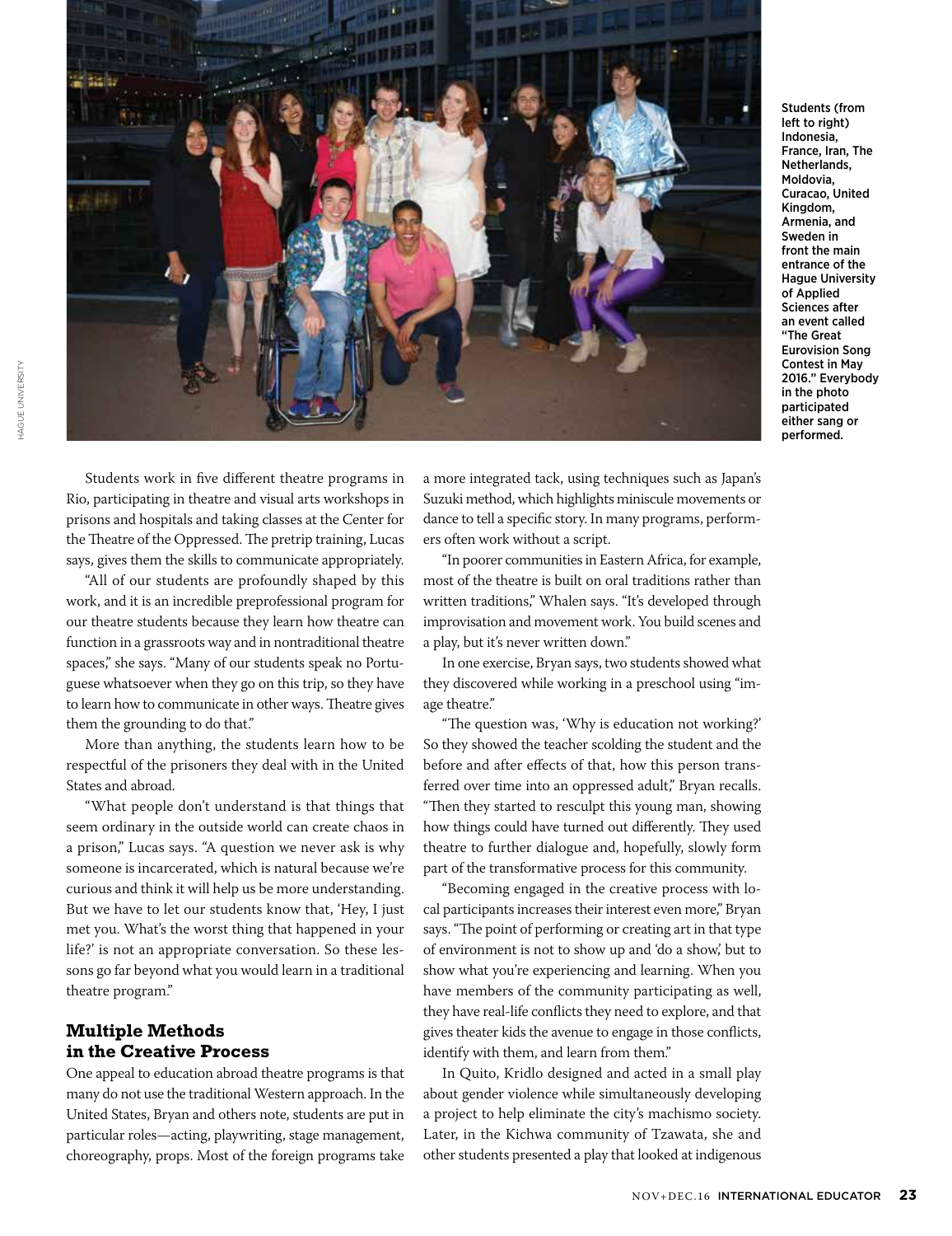Students (from left to right) Indonesia, France, Iran, The Netherlands, Moldovia, Curacao, United Kingdom, Armenia, and Sweden in front the main entrance of the Hague University of Applied Sciences after an event called "The Great Eurovision Song Contest in May 2016." Everybody in the photo participated either sang or performed.

HAGUE UNIVERSITY

Students work in five different theatre programs in Rio, participating in theatre and visual arts workshops in prisons and hospitals and taking classes at the Center for the Theatre of the Oppressed. The pretrip training, Lucas says, gives them the skills to communicate appropriately.

"All of our students are profoundly shaped by this work, and it is an incredible preprofessional program for our theatre students because they learn how theatre can function in a grassroots way and in nontraditional theatre spaces," she says. "Many of our students speak no Portuguese whatsoever when they go on this trip, so they have to learn how to communicate in other ways. Theatre gives them the grounding to do that."

More than anything, the students learn how to be respectful of the prisoners they deal with in the United States and abroad.

"What people don't understand is that things that seem ordinary in the outside world can create chaos in a prison," Lucas says. "A question we never ask is why someone is incarcerated, which is natural because we're curious and think it will help us be more understanding. But we have to let our students know that, 'Hey, I just met you. What's the worst thing that happened in your life?' is not an appropriate conversation. So these lessons go far beyond what you would learn in a traditional theatre program."

## Multiple Methods in the Creative Process

One appeal to education abroad theatre programs is that many do not use the traditional Western approach. In the United States, Bryan and others note, students are put in particular roles—acting, playwriting, stage management, choreography, props. Most of the foreign programs take a more integrated tack, using techniques such as Japan's Suzuki method, which highlights miniscule movements or dance to tell a specific story. In many programs, performers often work without a script.

"In poorer communities in Eastern Africa, for example, most of the theatre is built on oral traditions rather than written traditions," Whalen says. "It's developed through improvisation and movement work. You build scenes and a play, but it's never written down."

In one exercise, Bryan says, two students showed what they discovered while working in a preschool using "image theatre."

"The question was, 'Why is education not working?' So they showed the teacher scolding the student and the before and after effects of that, how this person transferred over time into an oppressed adult," Bryan recalls. "Then they started to resculpt this young man, showing how things could have turned out differently. They used theatre to further dialogue and, hopefully, slowly form part of the transformative process for this community.

"Becoming engaged in the creative process with local participants increases their interest even more," Bryan says. "The point of performing or creating art in that type of environment is not to show up and 'do a show,' but to show what you're experiencing and learning. When you have members of the community participating as well, they have real-life conflicts they need to explore, and that gives theater kids the avenue to engage in those conflicts, identify with them, and learn from them."

In Quito, Kridlo designed and acted in a small play about gender violence while simultaneously developing a project to help eliminate the city's machismo society. Later, in the Kichwa community of Tzawata, she and other students presented a play that looked at indigenous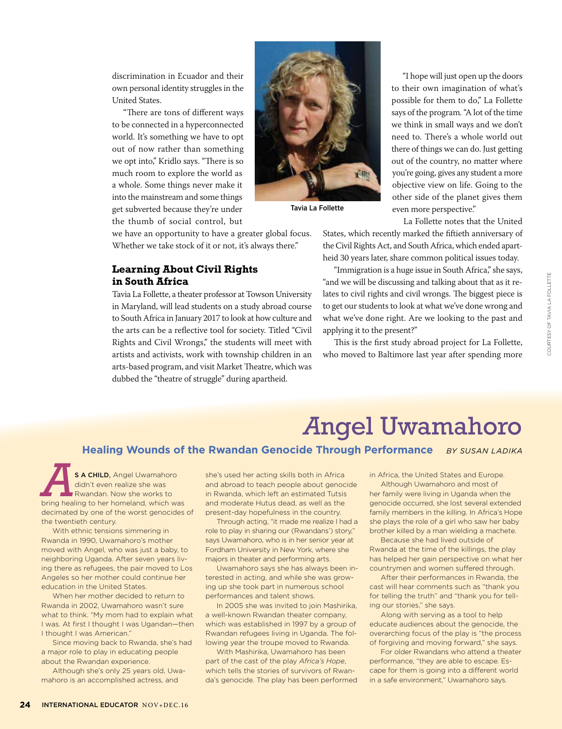discrimination in Ecuador and their own personal identity struggles in the United States.

"There are tons of different ways to be connected in a hyperconnected world. It's something we have to opt out of now rather than something we opt into," Kridlo says. "There is so much room to explore the world as a whole. Some things never make it into the mainstream and some things get subverted because they're under the thumb of social control, but we have an opportunity to have a greater global focus. Whether we take stock of it or not, it's always there."

### Learning About Civil Rights in South Africa

Tavia La Follette, a theater professor at Towson University in Maryland, will lead students on a study abroad course to South Africa in January 2017 to look at how culture and the arts can be a reflective tool for society. Titled "Civil Rights and Civil Wrongs," the students will meet with artists and activists, work with township children in an arts-based program, and visit Market Theatre, which was dubbed the "theatre of struggle" during apartheid.

Tavia La Follette

"I hope will just open up the doors to their own imagination of what's possible for them to do," La Follette says of the program. "A lot of the time we think in small ways and we don't need to. There's a whole world out there of things we can do. Just getting out of the country, no matter where you're going, gives any student a more objective view on life. Going to the other side of the planet gives them even more perspective."

La Follette notes that the United States, which recently marked the fiftieth anniversary of the Civil Rights Act, and South Africa, which ended apartheid 30 years later, share common political issues today.

"Immigration is a huge issue in South Africa," she says, "and we will be discussing and talking about that as it relates to civil rights and civil wrongs. The biggest piece is to get our students to look at what we've done wrong and what we've done right. Are we looking to the past and applying it to the present?"

This is the first study abroad project for La Follette, who moved to Baltimore last year after spending more

COURTESY OF TAVIA LA FOLLETTE

# Angel Uwamahoro

## Healing Wounds of the Rwandan Genocide Through Performance

*BY SUSAN LADIKA*

**AS A CHILD,** Angel Uwamahoro didn't even realize she was Rwandan. Now she works to bring healing to her homeland, which was decimated by one of the worst genocides of the twentieth century.

With ethnic tensions simmering in Rwanda in 1990, Uwamahoro's mother moved with Angel, who was just a baby, to neighboring Uganda. After seven years living there as refugees, the pair moved to Los Angeles so her mother could continue her education in the United States.

When her mother decided to return to Rwanda in 2002, Uwamahoro wasn't sure what to think. "My mom had to explain what I was. At first I thought I was Ugandan—then I thought I was American."

Since moving back to Rwanda, she's had a major role to play in educating people about the Rwandan experience.

Although she's only 25 years old, Uwamahoro is an accomplished actress, and she's used her acting skills both in Africa and abroad to teach people about genocide in Rwanda, which left an estimated Tutsis and moderate Hutus dead, as well as the present-day hopefulness in the country.

Through acting, "it made me realize I had a role to play in sharing our (Rwandans') story," says Uwamahoro, who is in her senior year at Fordham University in New York, where she majors in theater and performing arts.

Uwamahoro says she has always been interested in acting, and while she was growing up she took part in numerous school performances and talent shows.

In 2005 she was invited to join Mashirika, a well-known Rwandan theater company, which was established in 1997 by a group of Rwandan refugees living in Uganda. The following year the troupe moved to Rwanda.

With Mashirika, Uwamahoro has been part of the cast of the play *Africa's Hope*, which tells the stories of survivors of Rwanda's genocide. The play has been performed in Africa, the United States and Europe.

Although Uwamahoro and most of her family were living in Uganda when the genocide occurred, she lost several extended family members in the killing. In Africa's Hope she plays the role of a girl who saw her baby brother killed by a man wielding a machete.

Because she had lived outside of Rwanda at the time of the killings, the play has helped her gain perspective on what her countrymen and women suffered through.

After their performances in Rwanda, the cast will hear comments such as "thank you for telling the truth" and "thank you for telling our stories," she says.

Along with serving as a tool to help educate audiences about the genocide, the overarching focus of the play is "the process of forgiving and moving forward," she says.

For older Rwandans who attend a theater performance, "they are able to escape. Escape for them is going into a different world in a safe environment," Uwamahoro says.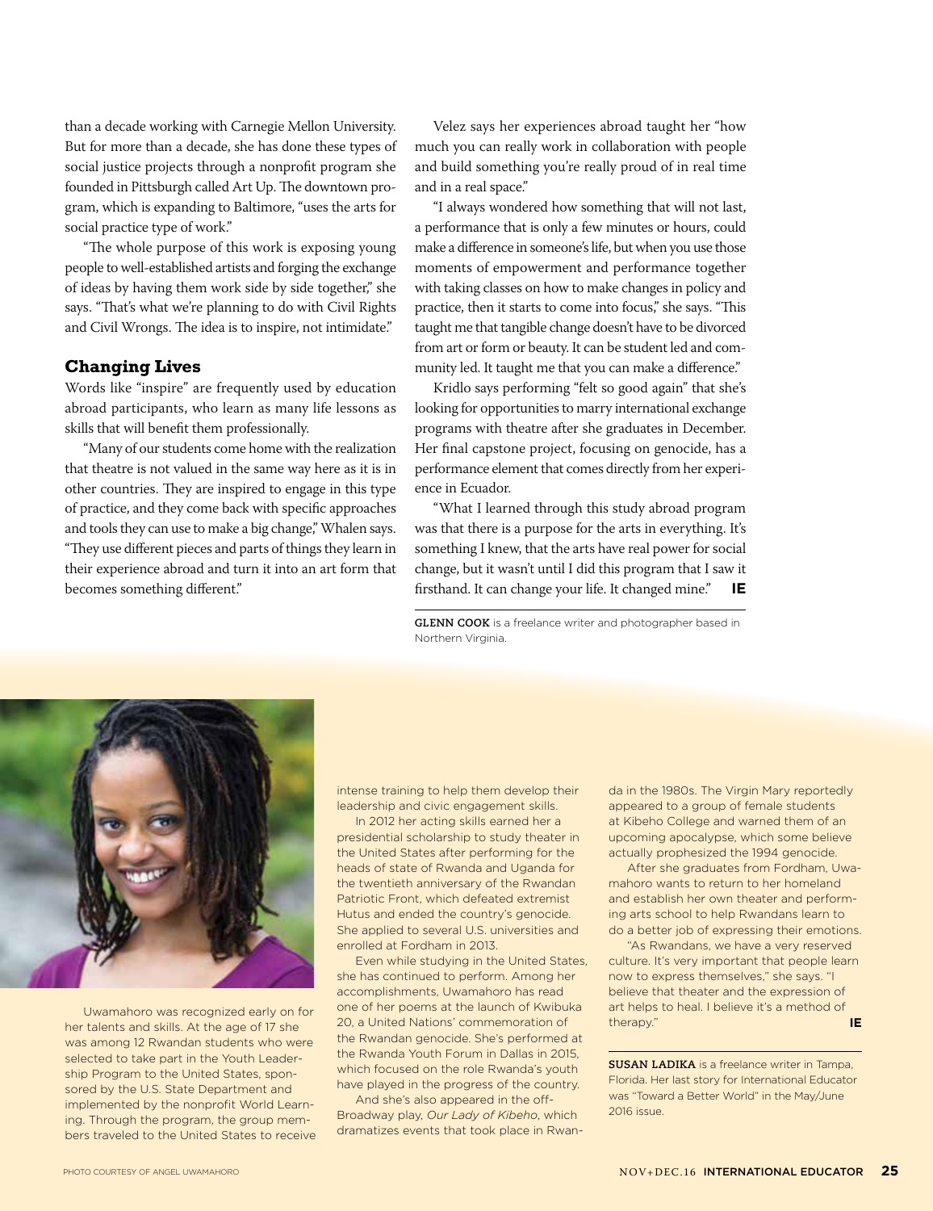than a decade working with Carnegie Mellon University. But for more than a decade, she has done these types of social justice projects through a nonprofit program she founded in Pittsburgh called Art Up. The downtown program, which is expanding to Baltimore, "uses the arts for social practice type of work."

"The whole purpose of this work is exposing young people to well-established artists and forging the exchange of ideas by having them work side by side together," she says. "That's what we're planning to do with Civil Rights and Civil Wrongs. The idea is to inspire, not intimidate."

### Changing Lives

Words like "inspire" are frequently used by education abroad participants, who learn as many life lessons as skills that will benefit them professionally.

"Many of our students come home with the realization that theatre is not valued in the same way here as it is in other countries. They are inspired to engage in this type of practice, and they come back with specific approaches and tools they can use to make a big change," Whalen says. "They use different pieces and parts of things they learn in their experience abroad and turn it into an art form that becomes something different."

Velez says her experiences abroad taught her "how much you can really work in collaboration with people and build something you're really proud of in real time and in a real space."

"I always wondered how something that will not last, a performance that is only a few minutes or hours, could make a difference in someone's life, but when you use those moments of empowerment and performance together with taking classes on how to make changes in policy and practice, then it starts to come into focus," she says. "This taught me that tangible change doesn't have to be divorced from art or form or beauty. It can be student led and community led. It taught me that you can make a difference."

Kridlo says performing "felt so good again" that she's looking for opportunities to marry international exchange programs with theatre after she graduates in December. Her final capstone project, focusing on genocide, has a performance element that comes directly from her experience in Ecuador.

"What I learned through this study abroad program was that there is a purpose for the arts in everything. It's something I knew, that the arts have real power for social change, but it wasn't until I did this program that I saw it firsthand. It can change your life. It changed mine." **IE**

**GLENN COOK** is a freelance writer and photographer based in Northern Virginia.

---

Uwamahoro was recognized early on for her talents and skills. At the age of 17 she was among 12 Rwandan students who were selected to take part in the Youth Leadership Program to the United States, sponsored by the U.S. State Department and implemented by the nonprofit World Learning. Through the program, the group members traveled to the United States to receive intense training to help them develop their leadership and civic engagement skills.

In 2012 her acting skills earned her a presidential scholarship to study theater in the United States after performing for the heads of state of Rwanda and Uganda for the twentieth anniversary of the Rwandan Patriotic Front, which defeated extremist Hutus and ended the country's genocide. She applied to several U.S. universities and enrolled at Fordham in 2013.

Even while studying in the United States, she has continued to perform. Among her accomplishments, Uwamahoro has read one of her poems at the launch of Kwibuka 20, a United Nations' commemoration of the Rwandan genocide. She's performed at the Rwanda Youth Forum in Dallas in 2015, which focused on the role Rwanda's youth have played in the progress of the country.

And she's also appeared in the off-Broadway play, *Our Lady of Kibeho*, which dramatizes events that took place in Rwanda in the 1980s. The Virgin Mary reportedly appeared to a group of female students at Kibeho College and warned them of an upcoming apocalypse, which some believe actually prophesized the 1994 genocide.

After she graduates from Fordham, Uwamahoro wants to return to her homeland and establish her own theater and performing arts school to help Rwandans learn to do a better job of expressing their emotions.

"As Rwandans, we have a very reserved culture. It's very important that people learn now to express themselves," she says. "I believe that theater and the expression of art helps to heal. I believe it's a method of therapy." **IE**

**SUSAN LADIKA** is a freelance writer in Tampa, Florida. Her last story for International Educator was "Toward a Better World" in the May/June 2016 issue.

PHOTO COURTESY OF ANGEL UWAMAHORO